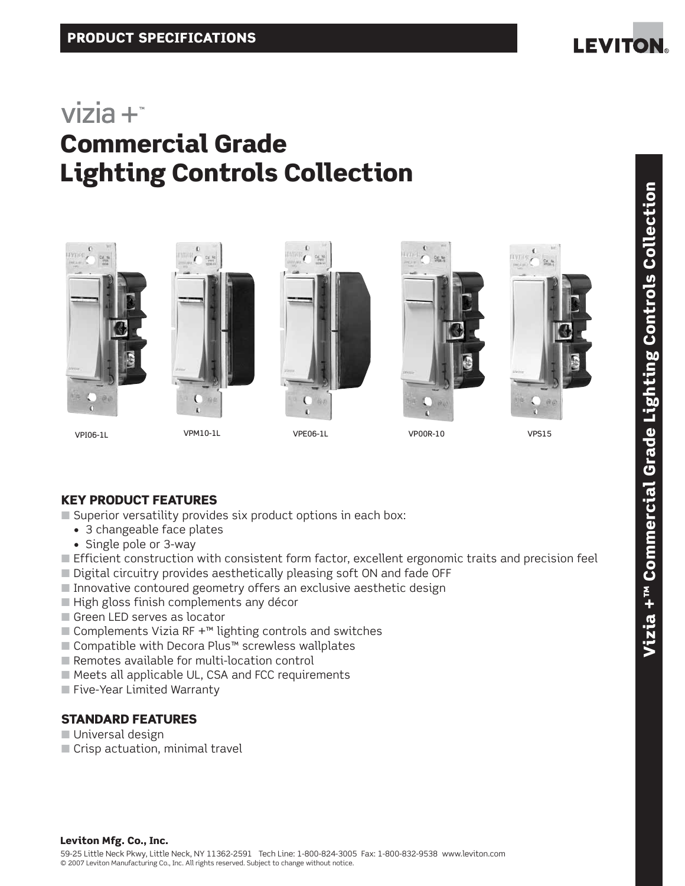PRODUCT SPECIFICATIONS

vizia +™

# Commercial Grade Lighting Controls Collection

VPI06-1L VPM10-1L VPE06-1L VP00R-10 VPS15

## KEY PRODUCT FEATURES

- Superior versatility provides six product options in each box:
  - 3 changeable face plates
  - Single pole or 3-way
- Efficient construction with consistent form factor, excellent ergonomic traits and precision feel
- Digital circuitry provides aesthetically pleasing soft ON and fade OFF
- Innovative contoured geometry offers an exclusive aesthetic design
- High gloss finish complements any décor
- Green LED serves as locator
- Complements Vizia RF +™ lighting controls and switches
- Compatible with Decora Plus™ screwless wallplates
- Remotes available for multi-location control
- Meets all applicable UL, CSA and FCC requirements
- Five-Year Limited Warranty

## STANDARD FEATURES

- Universal design
- Crisp actuation, minimal travel

**Leviton Mfg. Co., Inc.**

59-25 Little Neck Pkwy, Little Neck, NY 11362-2591 Tech Line: 1-800-824-3005 Fax: 1-800-832-9538 www.leviton.com
© 2007 Leviton Manufacturing Co., Inc. All rights reserved. Subject to change without notice.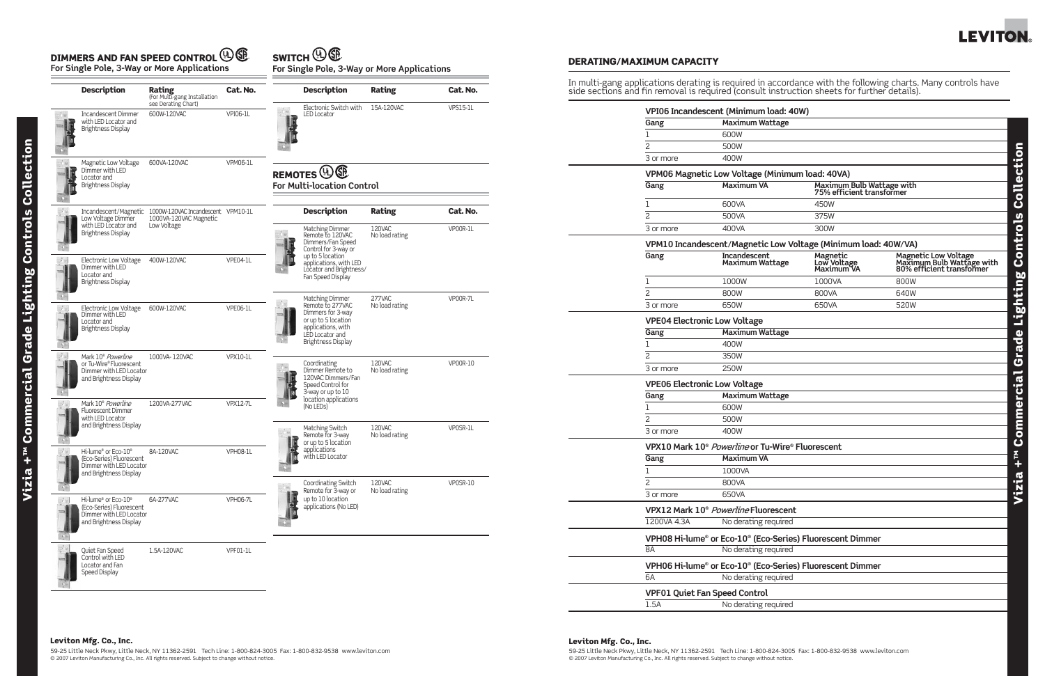## DIMMERS AND FAN SPEED CONTROL

For Single Pole, 3-Way or More Applications

| Description | Rating (For Multi-gang Installation see Derating Chart) | Cat. No. |
|---|---|---|
| Incandescent Dimmer with LED Locator and Brightness Display | 600W-120VAC | VPI06-1L |
| Magnetic Low Voltage Dimmer with LED Locator and Brightness Display | 600VA-120VAC | VPM06-1L |
| Incandescent/Magnetic Low Voltage Dimmer with LED Locator and Brightness Display | 1000W-120VAC Incandescent 1000VA-120VAC Magnetic Low Voltage | VPM10-1L |
| Electronic Low Voltage Dimmer with LED Locator and Brightness Display | 400W-120VAC | VPE04-1L |
| Electronic Low Voltage Dimmer with LED Locator and Brightness Display | 600W-120VAC | VPE06-1L |
| Mark 10® *Powerline* or Tu-Wire® Fluorescent Dimmer with LED Locator and Brightness Display | 1000VA- 120VAC | VPX10-1L |
| Mark 10® *Powerline* Fluorescent Dimmer with LED Locator and Brightness Display | 1200VA-277VAC | VPX12-7L |
| Hi-lume® or Eco-10® (Eco-Series) Fluorescent Dimmer with LED Locator and Brightness Display | 8A-120VAC | VPH08-1L |
| Hi-lume® or Eco-10® (Eco-Series) Fluorescent Dimmer with LED Locator and Brightness Display | 6A-277VAC | VPH06-7L |
| Quiet Fan Speed Control with LED Locator and Fan Speed Display | 1.5A-120VAC | VPF01-1L |

## SWITCH

For Single Pole, 3-Way or More Applications

| Description | Rating | Cat. No. |
|---|---|---|
| Electronic Switch with LED Locator | 15A-120VAC | VPS15-1L |

## REMOTES

For Multi-location Control

| Description | Rating | Cat. No. |
|---|---|---|
| Matching Dimmer Remote to 120VAC Dimmers/Fan Speed Control for 3-way or up to 5 location applications, with LED Locator and Brightness/ Fan Speed Display | 120VAC No load rating | VP00R-1L |
| Matching Dimmer Remote to 277VAC Dimmers for 3-way or up to 5 location applications, with LED Locator and Brightness Display | 277VAC No load rating | VP00R-7L |
| Coordinating Dimmer Remote to 120VAC Dimmers/Fan Speed Control for 3-way or up to 10 location applications (No LEDs) | 120VAC No load rating | VP00R-10 |
| Matching Switch Remote for 3-way or up to 5 location applications with LED Locator | 120VAC No load rating | VP0SR-1L |
| Coordinating Switch Remote for 3-way or up to 10 location applications (No LED) | 120VAC No load rating | VP0SR-10 |

## DERATING/MAXIMUM CAPACITY

In multi-gang applications derating is required in accordance with the following charts. Many controls have side sections and fin removal is required (consult instruction sheets for further details).

**VPI06 Incandescent (Minimum load: 40W)**

| Gang | Maximum Wattage |
|---|---|
| 1 | 600W |
| 2 | 500W |
| 3 or more | 400W |

**VPM06 Magnetic Low Voltage (Minimum load: 40VA)**

| Gang | Maximum VA | Maximum Bulb Wattage with 75% efficient transformer |
|---|---|---|
| 1 | 600VA | 450W |
| 2 | 500VA | 375W |
| 3 or more | 400VA | 300W |

**VPM10 Incandescent/Magnetic Low Voltage (Minimum load: 40W/VA)**

| Gang | Incandescent Maximum Wattage | Magnetic Low Voltage Maximum VA | Magnetic Low Voltage Maximum Bulb Wattage with 80% efficient transformer |
|---|---|---|---|
| 1 | 1000W | 1000VA | 800W |
| 2 | 800W | 800VA | 640W |
| 3 or more | 650W | 650VA | 520W |

**VPE04 Electronic Low Voltage**

| Gang | Maximum Wattage |
|---|---|
| 1 | 400W |
| 2 | 350W |
| 3 or more | 250W |

**VPE06 Electronic Low Voltage**

| Gang | Maximum Wattage |
|---|---|
| 1 | 600W |
| 2 | 500W |
| 3 or more | 400W |

**VPX10 Mark 10® *Powerline* or Tu-Wire® Fluorescent**

| Gang | Maximum VA |
|---|---|
| 1 | 1000VA |
| 2 | 800VA |
| 3 or more | 650VA |

**VPX12 Mark 10® *Powerline* Fluorescent**

1200VA 4.3A — No derating required

**VPH08 Hi-lume® or Eco-10® (Eco-Series) Fluorescent Dimmer**

8A — No derating required

**VPH06 Hi-lume® or Eco-10® (Eco-Series) Fluorescent Dimmer**

6A — No derating required

**VPF01 Quiet Fan Speed Control**

1.5A — No derating required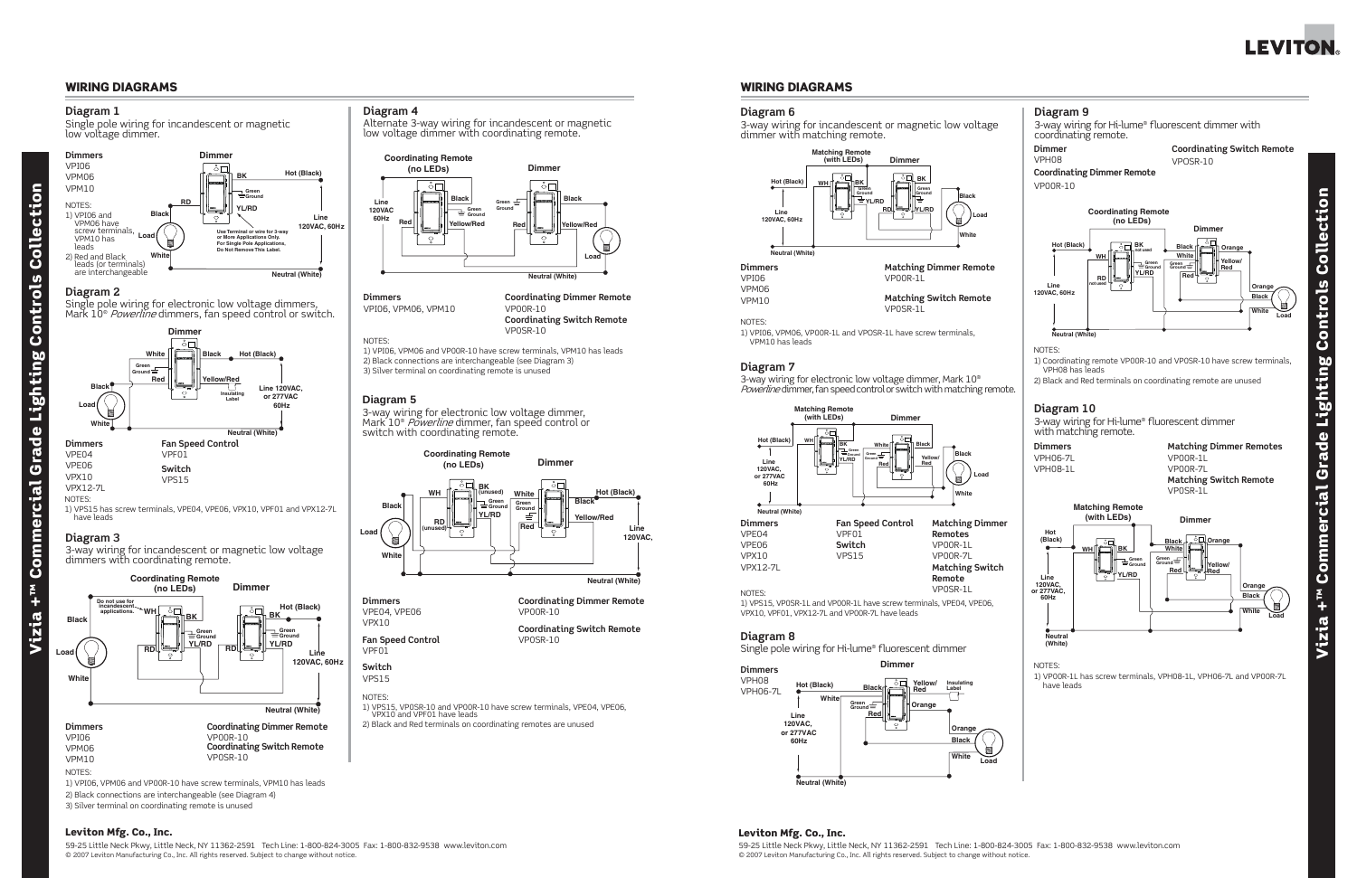## WIRING DIAGRAMS

### Diagram 1

Single pole wiring for incandescent or magnetic low voltage dimmer.

**Dimmers**
VPI06
VPM06
VPM10

NOTES:
1) VPI06 and VPM06 have screw terminals, VPM10 has leads
2) Red and Black leads (or terminals) are interchangeable

Use Terminal or wire for 3-way or More Applications Only. For Single Pole Applications, Do Not Remove This Label.

### Diagram 2

Single pole wiring for electronic low voltage dimmers, Mark 10® *Powerline* dimmers, fan speed control or switch.

| Dimmers | Fan Speed Control |
|---|---|
| VPE04 | VPF01 |
| VPE06 | **Switch** |
| VPX10 | VPS15 |
| VPX12-7L | |

NOTES:
1) VPS15 has screw terminals, VPE04, VPE06, VPX10, VPF01 and VPX12-7L have leads

### Diagram 3

3-way wiring for incandescent or magnetic low voltage dimmers with coordinating remote.

| Dimmers | Coordinating Dimmer Remote |
|---|---|
| VPI06 | VP00R-10 |
| VPM06 | **Coordinating Switch Remote** |
| VPM10 | VP0SR-10 |

NOTES:
1) VPI06, VPM06 and VP00R-10 have screw terminals, VPM10 has leads
2) Black connections are interchangeable (see Diagram 4)
3) Silver terminal on coordinating remote is unused

### Diagram 4

Alternate 3-way wiring for incandescent or magnetic low voltage dimmer with coordinating remote.

| Dimmers | Coordinating Dimmer Remote |
|---|---|
| VPI06, VPM06, VPM10 | VP00R-10 |
| | **Coordinating Switch Remote** |
| | VP0SR-10 |

NOTES:
1) VPI06, VPM06 and VP00R-10 have screw terminals, VPM10 has leads
2) Black connections are interchangeable (see Diagram 3)
3) Silver terminal on coordinating remote is unused

### Diagram 5

3-way wiring for electronic low voltage dimmer, Mark 10® *Powerline* dimmer, fan speed control or switch with coordinating remote.

| Dimmers | Coordinating Dimmer Remote |
|---|---|
| VPE04, VPE06 | VP00R-10 |
| VPX10 | **Coordinating Switch Remote** |
| **Fan Speed Control** | VP0SR-10 |
| VPF01 | |
| **Switch** | |
| VPS15 | |

NOTES:
1) VPS15, VP0SR-10 and VP00R-10 have screw terminals, VPE04, VPE06, VPX10 and VPF01 have leads
2) Black and Red terminals on coordinating remotes are unused

**Leviton Mfg. Co., Inc.**

59-25 Little Neck Pkwy, Little Neck, NY 11362-2591 Tech Line: 1-800-824-3005 Fax: 1-800-832-9538 www.leviton.com
© 2007 Leviton Manufacturing Co., Inc. All rights reserved. Subject to change without notice.

## WIRING DIAGRAMS

### Diagram 6

3-way wiring for incandescent or magnetic low voltage dimmer with matching remote.

| Dimmers | Matching Dimmer Remote |
|---|---|
| VPI06 | VP00R-1L |
| VPM06 | |
| VPM10 | **Matching Switch Remote** |
| | VP0SR-1L |

NOTES:
1) VPI06, VPM06, VP00R-1L and VP0SR-1L have screw terminals, VPM10 has leads

### Diagram 7

3-way wiring for electronic low voltage dimmer, Mark 10® *Powerline* dimmer, fan speed control or switch with matching remote.

| Dimmers | Fan Speed Control | Matching Dimmer Remotes |
|---|---|---|
| VPE04 | VPF01 | VP00R-1L |
| VPE06 | **Switch** | VP00R-7L |
| VPX10 | VPS15 | **Matching Switch Remote** |
| VPX12-7L | | VP0SR-1L |

NOTES:
1) VPS15, VP0SR-1L and VP00R-1L have screw terminals, VPE04, VPE06, VPX10, VPF01, VPX12-7L and VP00R-7L have leads

### Diagram 8

Single pole wiring for Hi-lume® fluorescent dimmer

**Dimmers**
VPH08
VPH06-7L

### Diagram 9

3-way wiring for Hi-lume® fluorescent dimmer with coordinating remote.

| Dimmer | Coordinating Switch Remote |
|---|---|
| VPH08 | VP0SR-10 |
| **Coordinating Dimmer Remote** | |
| VP00R-10 | |

NOTES:
1) Coordinating remote VP00R-10 and VP0SR-10 have screw terminals, VPH08 has leads
2) Black and Red terminals on coordinating remote are unused

### Diagram 10

3-way wiring for Hi-lume® fluorescent dimmer with matching remote.

| Dimmers | Matching Dimmer Remotes |
|---|---|
| VPH06-7L | VP00R-1L |
| VPH08-1L | VP00R-7L |
| | **Matching Switch Remote** |
| | VP0SR-1L |

NOTES:
1) VP00R-1L has screw terminals, VPH08-1L, VPH06-7L and VP00R-7L have leads

**Leviton Mfg. Co., Inc.**

59-25 Little Neck Pkwy, Little Neck, NY 11362-2591 Tech Line: 1-800-824-3005 Fax: 1-800-832-9538 www.leviton.com
© 2007 Leviton Manufacturing Co., Inc. All rights reserved. Subject to change without notice.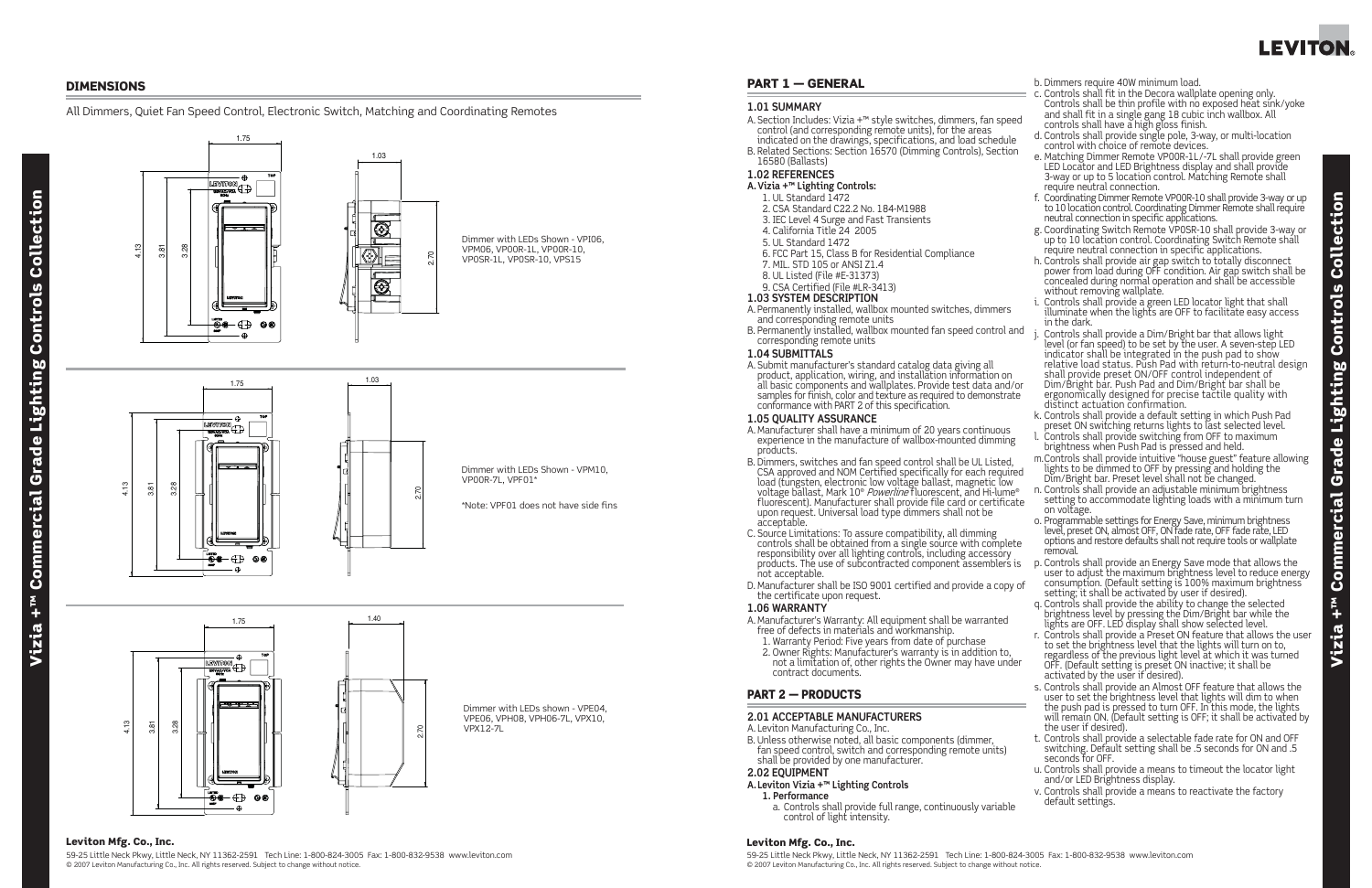## DIMENSIONS

All Dimmers, Quiet Fan Speed Control, Electronic Switch, Matching and Coordinating Remotes

Dimmer with LEDs Shown - VPI06, VPM06, VP00R-1L, VP00R-10, VP0SR-1L, VP0SR-10, VPS15

Dimmer with LEDs Shown - VPM10, VP00R-7L, VPF01*

*Note: VPF01 does not have side fins

Dimmer with LEDs shown - VPE04, VPE06, VPH08, VPH06-7L, VPX10, VPX12-7L

## PART 1 — GENERAL

### 1.01 SUMMARY

A. Section Includes: Vizia +™ style switches, dimmers, fan speed control (and corresponding remote units), for the areas indicated on the drawings, specifications, and load schedule

B. Related Sections: Section 16570 (Dimming Controls), Section 16580 (Ballasts)

### 1.02 REFERENCES

**A. Vizia +™ Lighting Controls:**

1. UL Standard 1472
2. CSA Standard C22.2 No. 184-M1988
3. IEC Level 4 Surge and Fast Transients
4. California Title 24 2005
5. UL Standard 1472
6. FCC Part 15, Class B for Residential Compliance
7. MIL. STD 105 or ANSI Z1.4
8. UL Listed (File #E-31373)
9. CSA Certified (File #LR-3413)

### 1.03 SYSTEM DESCRIPTION

A. Permanently installed, wallbox mounted switches, dimmers and corresponding remote units

B. Permanently installed, wallbox mounted fan speed control and corresponding remote units

### 1.04 SUBMITTALS

A. Submit manufacturer's standard catalog data giving all product, application, wiring, and installation information on all basic components and wallplates. Provide test data and/or samples for finish, color and texture as required to demonstrate conformance with PART 2 of this specification.

### 1.05 QUALITY ASSURANCE

A. Manufacturer shall have a minimum of 20 years continuous experience in the manufacture of wallbox-mounted dimming products.

B. Dimmers, switches and fan speed control shall be UL Listed, CSA approved and NOM Certified specifically for each required load (tungsten, electronic low voltage ballast, magnetic low voltage ballast, Mark 10® *Powerline* fluorescent, and Hi-lume® fluorescent). Manufacturer shall provide file card or certificate upon request. Universal load type dimmers shall not be acceptable.

C. Source Limitations: To assure compatibility, all dimming controls shall be obtained from a single source with complete responsibility over all lighting controls, including accessory products. The use of subcontracted component assemblers is not acceptable.

D. Manufacturer shall be ISO 9001 certified and provide a copy of the certificate upon request.

### 1.06 WARRANTY

A. Manufacturer's Warranty: All equipment shall be warranted free of defects in materials and workmanship.

1. Warranty Period: Five years from date of purchase
2. Owner Rights: Manufacturer's warranty is in addition to, not a limitation of, other rights the Owner may have under contract documents.

## PART 2 — PRODUCTS

### 2.01 ACCEPTABLE MANUFACTURERS

A. Leviton Manufacturing Co., Inc.

B. Unless otherwise noted, all basic components (dimmer, fan speed control, switch and corresponding remote units) shall be provided by one manufacturer.

### 2.02 EQUIPMENT

**A. Leviton Vizia +™ Lighting Controls**

**1. Performance**

a. Controls shall provide full range, continuously variable control of light intensity.

b. Dimmers require 40W minimum load.

c. Controls shall fit in the Decora wallplate opening only. Controls shall be thin profile with no exposed heat sink/yoke and shall fit in a single gang 18 cubic inch wallbox. All controls shall have a high gloss finish.

d. Controls shall provide single pole, 3-way, or multi-location control with choice of remote devices.

e. Matching Dimmer Remote VP00R-1L/-7L shall provide green LED Locator and LED Brightness display and shall provide 3-way or up to 5 location control. Matching Remote shall require neutral connection.

f. Coordinating Dimmer Remote VP00R-10 shall provide 3-way or up to 10 location control. Coordinating Dimmer Remote shall require neutral connection in specific applications.

g. Coordinating Switch Remote VP0SR-10 shall provide 3-way or up to 10 location control. Coordinating Switch Remote shall require neutral connection in specific applications.

h. Controls shall provide air gap switch to totally disconnect power from load during OFF condition. Air gap switch shall be concealed during normal operation and shall be accessible without removing wallplate.

i. Controls shall provide a green LED locator light that shall illuminate when the lights are OFF to facilitate easy access in the dark.

j. Controls shall provide a Dim/Bright bar that allows light level (or fan speed) to be set by the user. A seven-step LED indicator shall be integrated in the push pad to show relative load status. Push Pad with return-to-neutral design shall provide preset ON/OFF control independent of Dim/Bright bar. Push Pad and Dim/Bright bar shall be ergonomically designed for precise tactile quality with distinct actuation confirmation.

k. Controls shall provide a default setting in which Push Pad preset ON switching returns lights to last selected level.

l. Controls shall provide switching from OFF to maximum brightness when Push Pad is pressed and held.

m. Controls shall provide intuitive "house guest" feature allowing lights to be dimmed to OFF by pressing and holding the Dim/Bright bar. Preset level shall not be changed.

n. Controls shall provide an adjustable minimum brightness setting to accommodate lighting loads with a minimum turn on voltage.

o. Programmable settings for Energy Save, minimum brightness level, preset ON, almost OFF, ON fade rate, OFF fade rate, LED options and restore defaults shall not require tools or wallplate removal.

p. Controls shall provide an Energy Save mode that allows the user to adjust the maximum brightness level to reduce energy consumption. (Default setting is 100% maximum brightness setting; it shall be activated by user if desired).

q. Controls shall provide the ability to change the selected brightness level by pressing the Dim/Bright bar while the lights are OFF. LED display shall show selected level.

r. Controls shall provide a Preset ON feature that allows the user to set the brightness level that the lights will turn on to, regardless of the previous light level at which it was turned OFF. (Default setting is preset ON inactive; it shall be activated by the user if desired).

s. Controls shall provide an Almost OFF feature that allows the user to set the brightness level that lights will dim to when the push pad is pressed to turn OFF. In this mode, the lights will remain ON. (Default setting is OFF; it shall be activated by the user if desired).

t. Controls shall provide a selectable fade rate for ON and OFF switching. Default setting shall be .5 seconds for ON and .5 seconds for OFF.

u. Controls shall provide a means to timeout the locator light and/or LED Brightness display.

v. Controls shall provide a means to reactivate the factory default settings.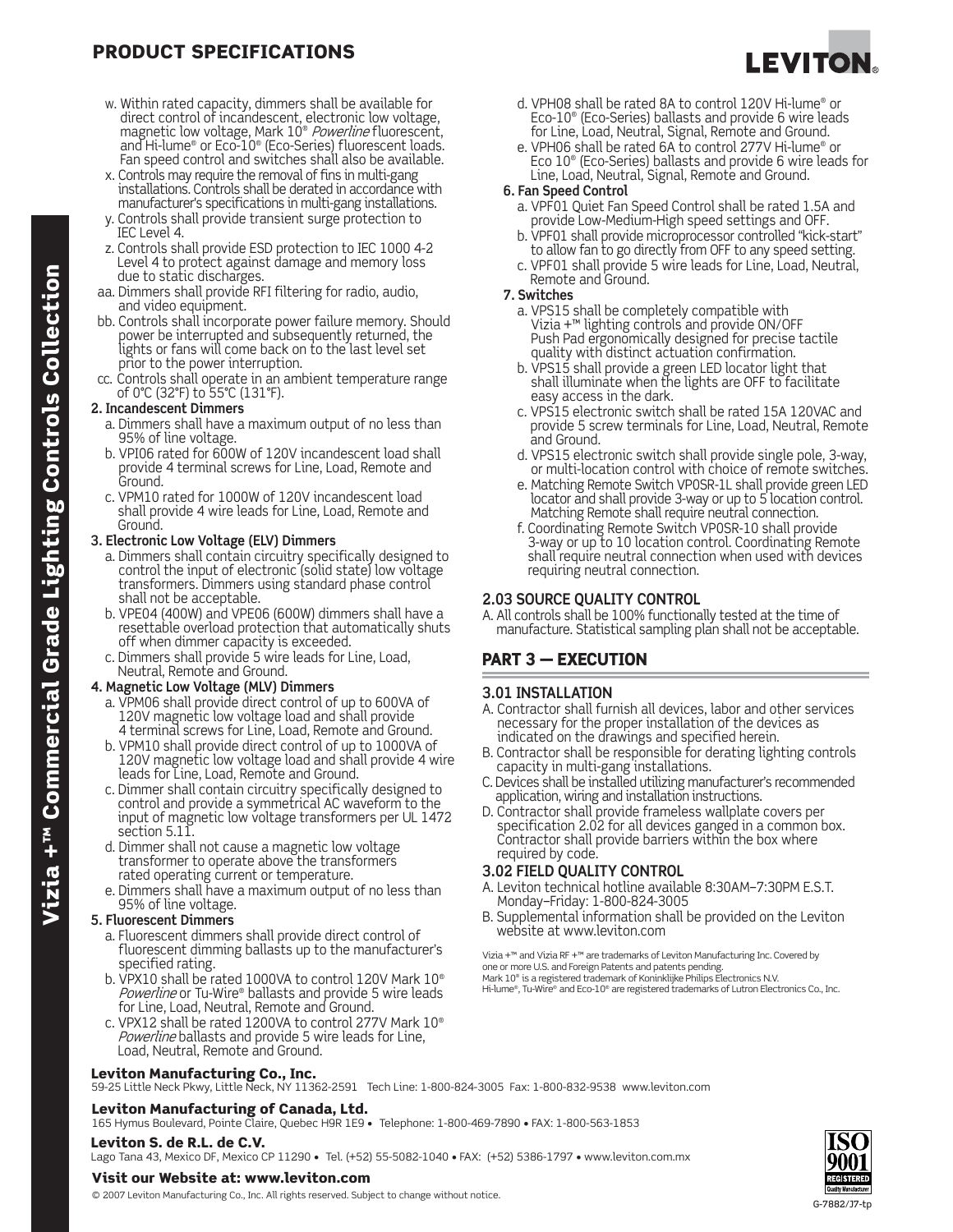## PRODUCT SPECIFICATIONS

w. Within rated capacity, dimmers shall be available for direct control of incandescent, electronic low voltage, magnetic low voltage, Mark 10® *Powerline* fluorescent, and Hi-lume® or Eco-10® (Eco-Series) fluorescent loads. Fan speed control and switches shall also be available.

x. Controls may require the removal of fins in multi-gang installations. Controls shall be derated in accordance with manufacturer's specifications in multi-gang installations.

y. Controls shall provide transient surge protection to IEC Level 4.

z. Controls shall provide ESD protection to IEC 1000 4-2 Level 4 to protect against damage and memory loss due to static discharges.

aa. Dimmers shall provide RFI filtering for radio, audio, and video equipment.

bb. Controls shall incorporate power failure memory. Should power be interrupted and subsequently returned, the lights or fans will come back on to the last level set prior to the power interruption.

cc. Controls shall operate in an ambient temperature range of 0°C (32°F) to 55°C (131°F).

**2. Incandescent Dimmers**

a. Dimmers shall have a maximum output of no less than 95% of line voltage.

b. VPI06 rated for 600W of 120V incandescent load shall provide 4 terminal screws for Line, Load, Remote and Ground.

c. VPM10 rated for 1000W of 120V incandescent load shall provide 4 wire leads for Line, Load, Remote and Ground.

**3. Electronic Low Voltage (ELV) Dimmers**

a. Dimmers shall contain circuitry specifically designed to control the input of electronic (solid state) low voltage transformers. Dimmers using standard phase control shall not be acceptable.

b. VPE04 (400W) and VPE06 (600W) dimmers shall have a resettable overload protection that automatically shuts off when dimmer capacity is exceeded.

c. Dimmers shall provide 5 wire leads for Line, Load, Neutral, Remote and Ground.

**4. Magnetic Low Voltage (MLV) Dimmers**

a. VPM06 shall provide direct control of up to 600VA of 120V magnetic low voltage load and shall provide 4 terminal screws for Line, Load, Remote and Ground.

b. VPM10 shall provide direct control of up to 1000VA of 120V magnetic low voltage load and shall provide 4 wire leads for Line, Load, Remote and Ground.

c. Dimmer shall contain circuitry specifically designed to control and provide a symmetrical AC waveform to the input of magnetic low voltage transformers per UL 1472 section 5.11.

d. Dimmer shall not cause a magnetic low voltage transformer to operate above the transformers rated operating current or temperature.

e. Dimmers shall have a maximum output of no less than 95% of line voltage.

**5. Fluorescent Dimmers**

a. Fluorescent dimmers shall provide direct control of fluorescent dimming ballasts up to the manufacturer's specified rating.

b. VPX10 shall be rated 1000VA to control 120V Mark 10® *Powerline* or Tu-Wire® ballasts and provide 5 wire leads for Line, Load, Neutral, Remote and Ground.

c. VPX12 shall be rated 1200VA to control 277V Mark 10® *Powerline* ballasts and provide 5 wire leads for Line, Load, Neutral, Remote and Ground.

d. VPH08 shall be rated 8A to control 120V Hi-lume® or Eco-10® (Eco-Series) ballasts and provide 6 wire leads for Line, Load, Neutral, Signal, Remote and Ground.

e. VPH06 shall be rated 6A to control 277V Hi-lume® or Eco 10® (Eco-Series) ballasts and provide 6 wire leads for Line, Load, Neutral, Signal, Remote and Ground.

**6. Fan Speed Control**

a. VPF01 Quiet Fan Speed Control shall be rated 1.5A and provide Low-Medium-High speed settings and OFF.

b. VPF01 shall provide microprocessor controlled "kick-start" to allow fan to go directly from OFF to any speed setting.

c. VPF01 shall provide 5 wire leads for Line, Load, Neutral, Remote and Ground.

**7. Switches**

a. VPS15 shall be completely compatible with Vizia +™ lighting controls and provide ON/OFF Push Pad ergonomically designed for precise tactile quality with distinct actuation confirmation.

b. VPS15 shall provide a green LED locator light that shall illuminate when the lights are OFF to facilitate easy access in the dark.

c. VPS15 electronic switch shall be rated 15A 120VAC and provide 5 screw terminals for Line, Load, Neutral, Remote and Ground.

d. VPS15 electronic switch shall provide single pole, 3-way, or multi-location control with choice of remote switches.

e. Matching Remote Switch VP0SR-1L shall provide green LED locator and shall provide 3-way or up to 5 location control. Matching Remote shall require neutral connection.

f. Coordinating Remote Switch VP0SR-10 shall provide 3-way or up to 10 location control. Coordinating Remote shall require neutral connection when used with devices requiring neutral connection.

### 2.03 SOURCE QUALITY CONTROL

A. All controls shall be 100% functionally tested at the time of manufacture. Statistical sampling plan shall not be acceptable.

## PART 3 — EXECUTION

### 3.01 INSTALLATION

A. Contractor shall furnish all devices, labor and other services necessary for the proper installation of the devices as indicated on the drawings and specified herein.

B. Contractor shall be responsible for derating lighting controls capacity in multi-gang installations.

C. Devices shall be installed utilizing manufacturer's recommended application, wiring and installation instructions.

D. Contractor shall provide frameless wallplate covers per specification 2.02 for all devices ganged in a common box. Contractor shall provide barriers within the box where required by code.

### 3.02 FIELD QUALITY CONTROL

A. Leviton technical hotline available 8:30AM–7:30PM E.S.T. Monday–Friday: 1-800-824-3005

B. Supplemental information shall be provided on the Leviton website at www.leviton.com

Vizia +™ and Vizia RF +™ are trademarks of Leviton Manufacturing Inc. Covered by one or more U.S. and Foreign Patents and patents pending.
Mark 10® is a registered trademark of Koninklijke Philips Electronics N.V.
Hi-lume®, Tu-Wire® and Eco-10® are registered trademarks of Lutron Electronics Co., Inc.

**Leviton Manufacturing Co., Inc.**
59-25 Little Neck Pkwy, Little Neck, NY 11362-2591 Tech Line: 1-800-824-3005 Fax: 1-800-832-9538 www.leviton.com

**Leviton Manufacturing of Canada, Ltd.**
165 Hymus Boulevard, Pointe Claire, Quebec H9R 1E9 • Telephone: 1-800-469-7890 • FAX: 1-800-563-1853

**Leviton S. de R.L. de C.V.**
Lago Tana 43, Mexico DF, Mexico CP 11290 • Tel. (+52) 55-5082-1040 • FAX: (+52) 5386-1797 • www.leviton.com.mx

**Visit our Website at: www.leviton.com**

© 2007 Leviton Manufacturing Co., Inc. All rights reserved. Subject to change without notice.

G-7882/J7-tp